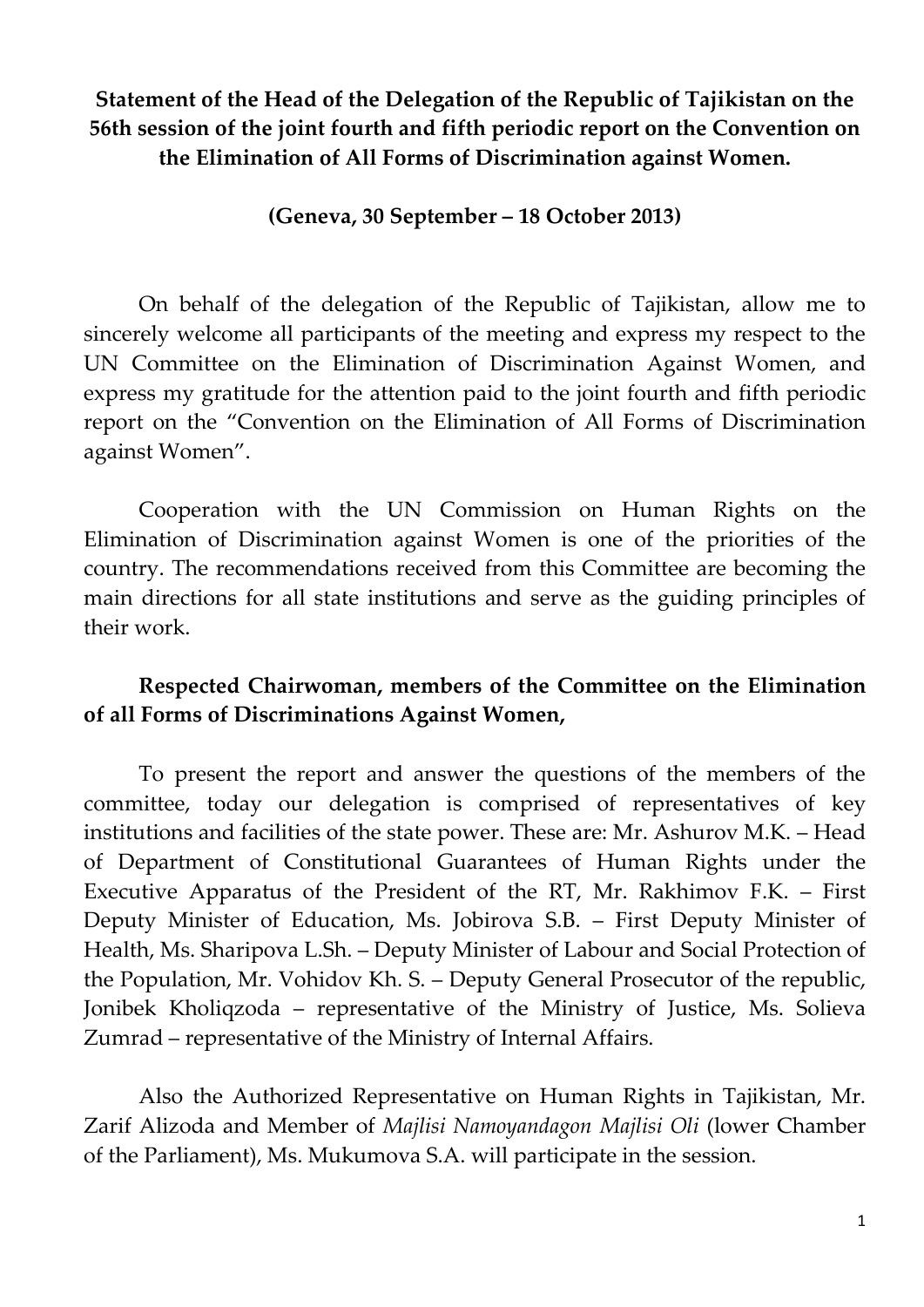**Statement of the Head of the Delegation of the Republic of Tajikistan on the 56th session of the joint fourth and fifth periodic report on the Convention on the Elimination of All Forms of Discrimination against Women.**

**(Geneva, 30 September – 18 October 2013)**

On behalf of the delegation of the Republic of Tajikistan, allow me to sincerely welcome all participants of the meeting and express my respect to the UN Committee on the Elimination of Discrimination Against Women, and express my gratitude for the attention paid to the joint fourth and fifth periodic report on the "Convention on the Elimination of All Forms of Discrimination against Women".

Cooperation with the UN Commission on Human Rights on the Elimination of Discrimination against Women is one of the priorities of the country. The recommendations received from this Committee are becoming the main directions for all state institutions and serve as the guiding principles of their work.

**Respected Chairwoman, members of the Committee on the Elimination of all Forms of Discriminations Against Women,**

To present the report and answer the questions of the members of the committee, today our delegation is comprised of representatives of key institutions and facilities of the state power. These are: Mr. Ashurov M.K. – Head of Department of Constitutional Guarantees of Human Rights under the Executive Apparatus of the President of the RT, Mr. Rakhimov F.K. – First Deputy Minister of Education, Ms. Jobirova S.B. – First Deputy Minister of Health, Ms. Sharipova L.Sh. – Deputy Minister of Labour and Social Protection of the Population, Mr. Vohidov Kh. S. – Deputy General Prosecutor of the republic, Jonibek Kholiqzoda – representative of the Ministry of Justice, Ms. Solieva Zumrad – representative of the Ministry of Internal Affairs.

Also the Authorized Representative on Human Rights in Tajikistan, Mr. Zarif Alizoda and Member of *Majlisi Namoyandagon Majlisi Oli* (lower Chamber of the Parliament), Ms. Mukumova S.A. will participate in the session.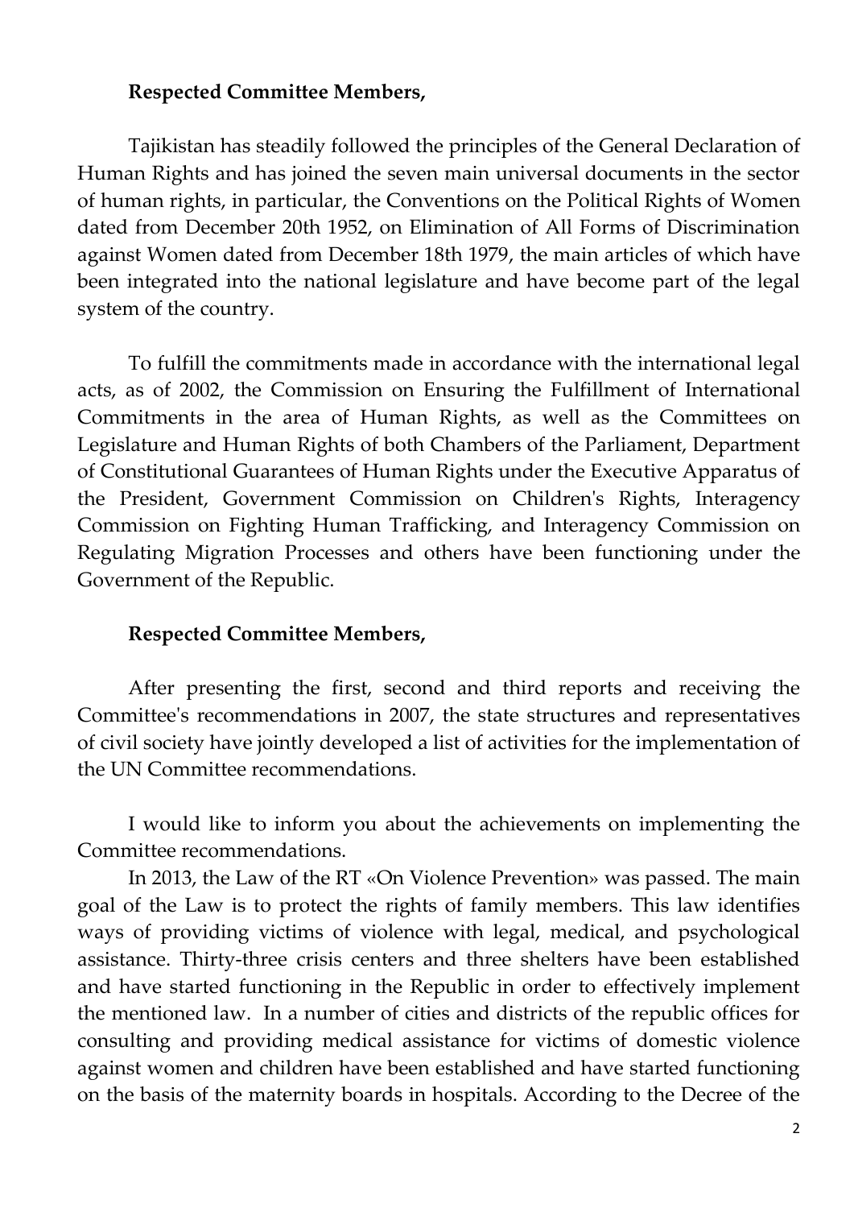**Respected Committee Members,**

Tajikistan has steadily followed the principles of the General Declaration of Human Rights and has joined the seven main universal documents in the sector of human rights, in particular, the Conventions on the Political Rights of Women dated from December 20th 1952, on Elimination of All Forms of Discrimination against Women dated from December 18th 1979, the main articles of which have been integrated into the national legislature and have become part of the legal system of the country.

To fulfill the commitments made in accordance with the international legal acts, as of 2002, the Commission on Ensuring the Fulfillment of International Commitments in the area of Human Rights, as well as the Committees on Legislature and Human Rights of both Chambers of the Parliament, Department of Constitutional Guarantees of Human Rights under the Executive Apparatus of the President, Government Commission on Children's Rights, Interagency Commission on Fighting Human Trafficking, and Interagency Commission on Regulating Migration Processes and others have been functioning under the Government of the Republic.

**Respected Committee Members,**

After presenting the first, second and third reports and receiving the Committee's recommendations in 2007, the state structures and representatives of civil society have jointly developed a list of activities for the implementation of the UN Committee recommendations.

I would like to inform you about the achievements on implementing the Committee recommendations.

In 2013, the Law of the RT «On Violence Prevention» was passed. The main goal of the Law is to protect the rights of family members. This law identifies ways of providing victims of violence with legal, medical, and psychological assistance. Thirty-three crisis centers and three shelters have been established and have started functioning in the Republic in order to effectively implement the mentioned law. In a number of cities and districts of the republic offices for consulting and providing medical assistance for victims of domestic violence against women and children have been established and have started functioning on the basis of the maternity boards in hospitals. According to the Decree of the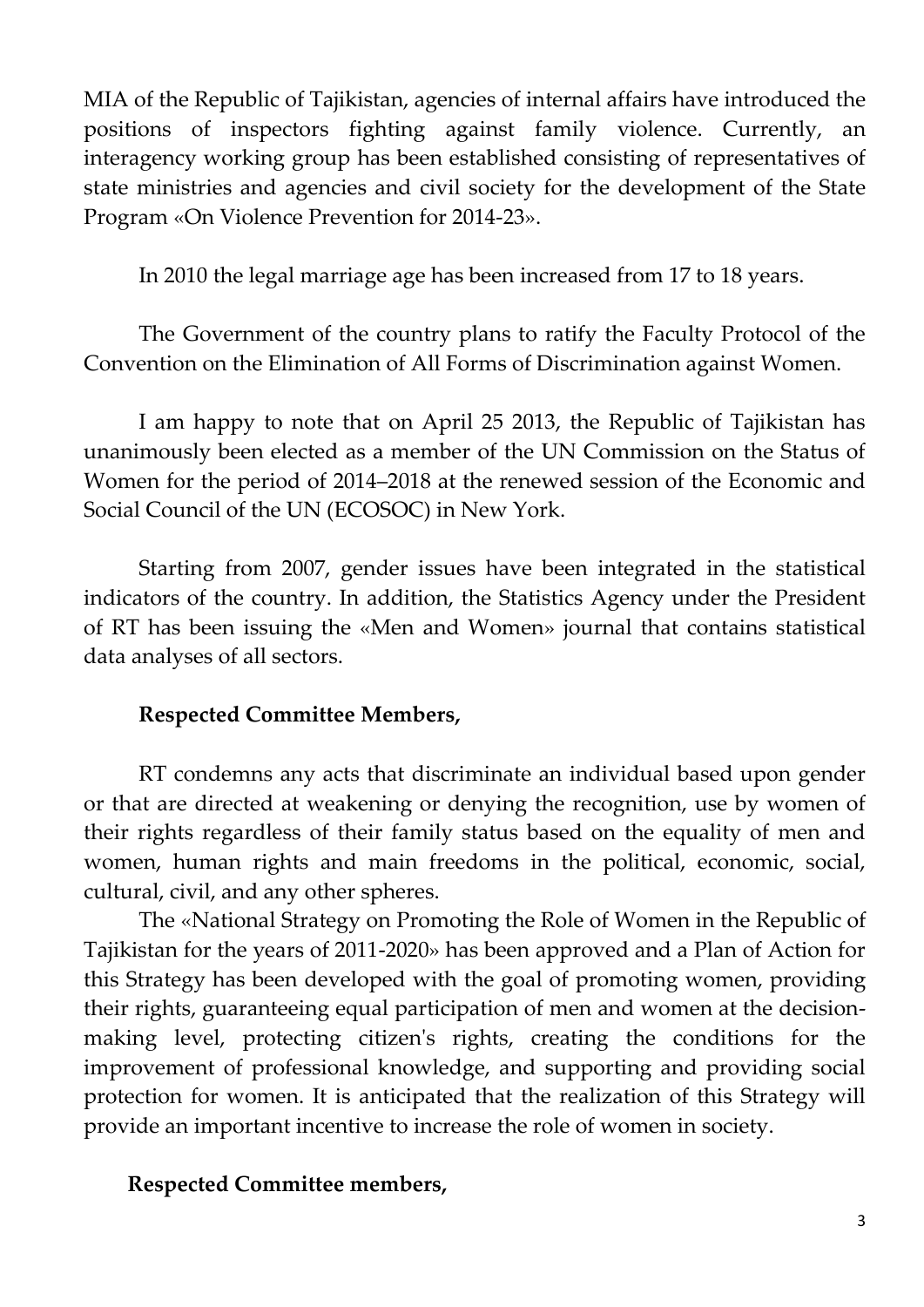MIA of the Republic of Tajikistan, agencies of internal affairs have introduced the positions of inspectors fighting against family violence. Currently, an interagency working group has been established consisting of representatives of state ministries and agencies and civil society for the development of the State Program «On Violence Prevention for 2014-23».

In 2010 the legal marriage age has been increased from 17 to 18 years.

The Government of the country plans to ratify the Faculty Protocol of the Convention on the Elimination of All Forms of Discrimination against Women.

I am happy to note that on April 25 2013, the Republic of Tajikistan has unanimously been elected as a member of the UN Commission on the Status of Women for the period of 2014–2018 at the renewed session of the Economic and Social Council of the UN (ECOSOC) in New York.

Starting from 2007, gender issues have been integrated in the statistical indicators of the country. In addition, the Statistics Agency under the President of RT has been issuing the «Men and Women» journal that contains statistical data analyses of all sectors.

**Respected Committee Members,**

RT condemns any acts that discriminate an individual based upon gender or that are directed at weakening or denying the recognition, use by women of their rights regardless of their family status based on the equality of men and women, human rights and main freedoms in the political, economic, social, cultural, civil, and any other spheres.

The «National Strategy on Promoting the Role of Women in the Republic of Tajikistan for the years of 2011-2020» has been approved and a Plan of Action for this Strategy has been developed with the goal of promoting women, providing their rights, guaranteeing equal participation of men and women at the decision-making level, protecting citizen's rights, creating the conditions for the improvement of professional knowledge, and supporting and providing social protection for women. It is anticipated that the realization of this Strategy will provide an important incentive to increase the role of women in society.

**Respected Committee members,**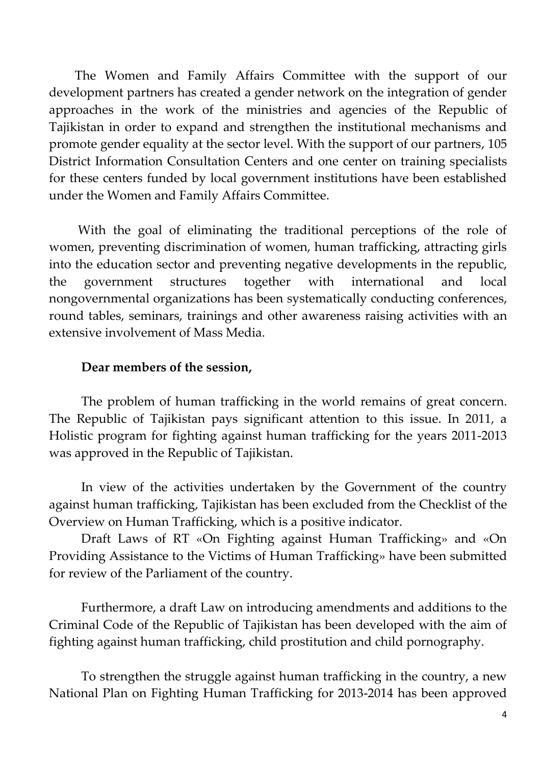The Women and Family Affairs Committee with the support of our development partners has created a gender network on the integration of gender approaches in the work of the ministries and agencies of the Republic of Tajikistan in order to expand and strengthen the institutional mechanisms and promote gender equality at the sector level. With the support of our partners, 105 District Information Consultation Centers and one center on training specialists for these centers funded by local government institutions have been established under the Women and Family Affairs Committee.

With the goal of eliminating the traditional perceptions of the role of women, preventing discrimination of women, human trafficking, attracting girls into the education sector and preventing negative developments in the republic, the government structures together with international and local nongovernmental organizations has been systematically conducting conferences, round tables, seminars, trainings and other awareness raising activities with an extensive involvement of Mass Media.

**Dear members of the session,**

The problem of human trafficking in the world remains of great concern. The Republic of Tajikistan pays significant attention to this issue. In 2011, a Holistic program for fighting against human trafficking for the years 2011-2013 was approved in the Republic of Tajikistan.

In view of the activities undertaken by the Government of the country against human trafficking, Tajikistan has been excluded from the Checklist of the Overview on Human Trafficking, which is a positive indicator.

Draft Laws of RT «On Fighting against Human Trafficking» and «On Providing Assistance to the Victims of Human Trafficking» have been submitted for review of the Parliament of the country.

Furthermore, a draft Law on introducing amendments and additions to the Criminal Code of the Republic of Tajikistan has been developed with the aim of fighting against human trafficking, child prostitution and child pornography.

To strengthen the struggle against human trafficking in the country, a new National Plan on Fighting Human Trafficking for 2013-2014 has been approved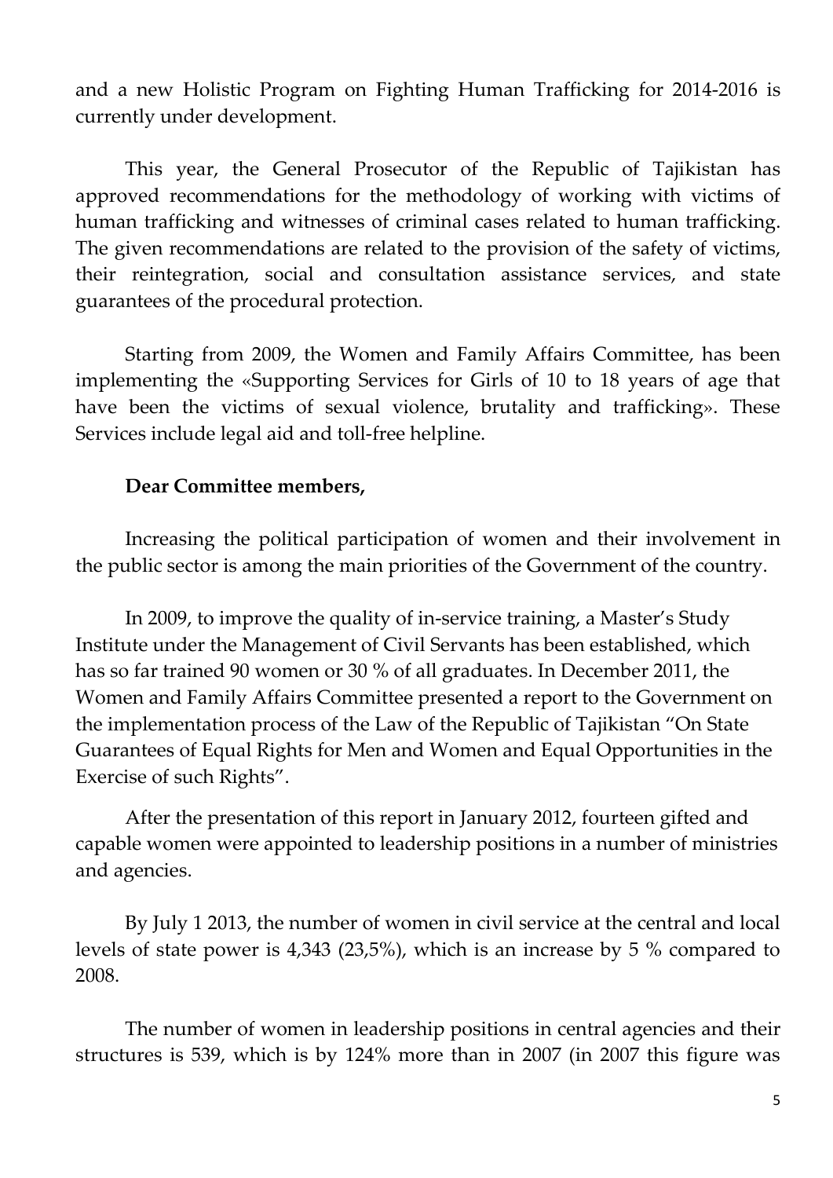and a new Holistic Program on Fighting Human Trafficking for 2014-2016 is currently under development.

This year, the General Prosecutor of the Republic of Tajikistan has approved recommendations for the methodology of working with victims of human trafficking and witnesses of criminal cases related to human trafficking. The given recommendations are related to the provision of the safety of victims, their reintegration, social and consultation assistance services, and state guarantees of the procedural protection.

Starting from 2009, the Women and Family Affairs Committee, has been implementing the «Supporting Services for Girls of 10 to 18 years of age that have been the victims of sexual violence, brutality and trafficking». These Services include legal aid and toll-free helpline.

**Dear Committee members,**

Increasing the political participation of women and their involvement in the public sector is among the main priorities of the Government of the country.

In 2009, to improve the quality of in-service training, a Master's Study Institute under the Management of Civil Servants has been established, which has so far trained 90 women or 30 % of all graduates. In December 2011, the Women and Family Affairs Committee presented a report to the Government on the implementation process of the Law of the Republic of Tajikistan "On State Guarantees of Equal Rights for Men and Women and Equal Opportunities in the Exercise of such Rights".

After the presentation of this report in January 2012, fourteen gifted and capable women were appointed to leadership positions in a number of ministries and agencies.

By July 1 2013, the number of women in civil service at the central and local levels of state power is 4,343 (23,5%), which is an increase by 5 % compared to 2008.

The number of women in leadership positions in central agencies and their structures is 539, which is by 124% more than in 2007 (in 2007 this figure was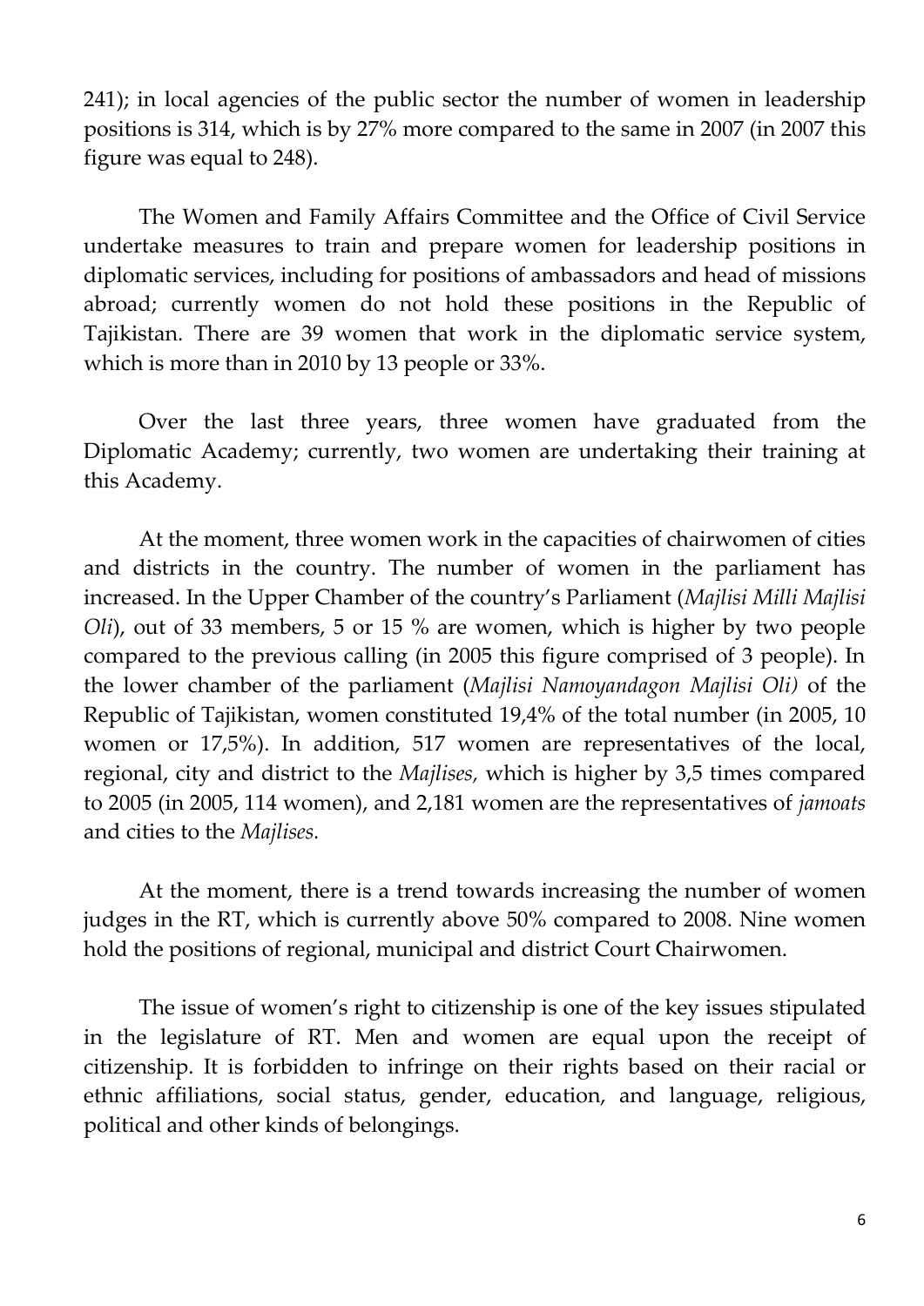241); in local agencies of the public sector the number of women in leadership positions is 314, which is by 27% more compared to the same in 2007 (in 2007 this figure was equal to 248).

The Women and Family Affairs Committee and the Office of Civil Service undertake measures to train and prepare women for leadership positions in diplomatic services, including for positions of ambassadors and head of missions abroad; currently women do not hold these positions in the Republic of Tajikistan. There are 39 women that work in the diplomatic service system, which is more than in 2010 by 13 people or 33%.

Over the last three years, three women have graduated from the Diplomatic Academy; currently, two women are undertaking their training at this Academy.

At the moment, three women work in the capacities of chairwomen of cities and districts in the country. The number of women in the parliament has increased. In the Upper Chamber of the country's Parliament (*Majlisi Milli Majlisi Oli*), out of 33 members, 5 or 15 % are women, which is higher by two people compared to the previous calling (in 2005 this figure comprised of 3 people). In the lower chamber of the parliament (*Majlisi Namoyandagon Majlisi Oli)* of the Republic of Tajikistan, women constituted 19,4% of the total number (in 2005, 10 women or 17,5%). In addition, 517 women are representatives of the local, regional, city and district to the *Majlises,* which is higher by 3,5 times compared to 2005 (in 2005, 114 women), and 2,181 women are the representatives of *jamoats* and cities to the *Majlises.*

At the moment, there is a trend towards increasing the number of women judges in the RT, which is currently above 50% compared to 2008. Nine women hold the positions of regional, municipal and district Court Chairwomen.

The issue of women's right to citizenship is one of the key issues stipulated in the legislature of RT. Men and women are equal upon the receipt of citizenship. It is forbidden to infringe on their rights based on their racial or ethnic affiliations, social status, gender, education, and language, religious, political and other kinds of belongings.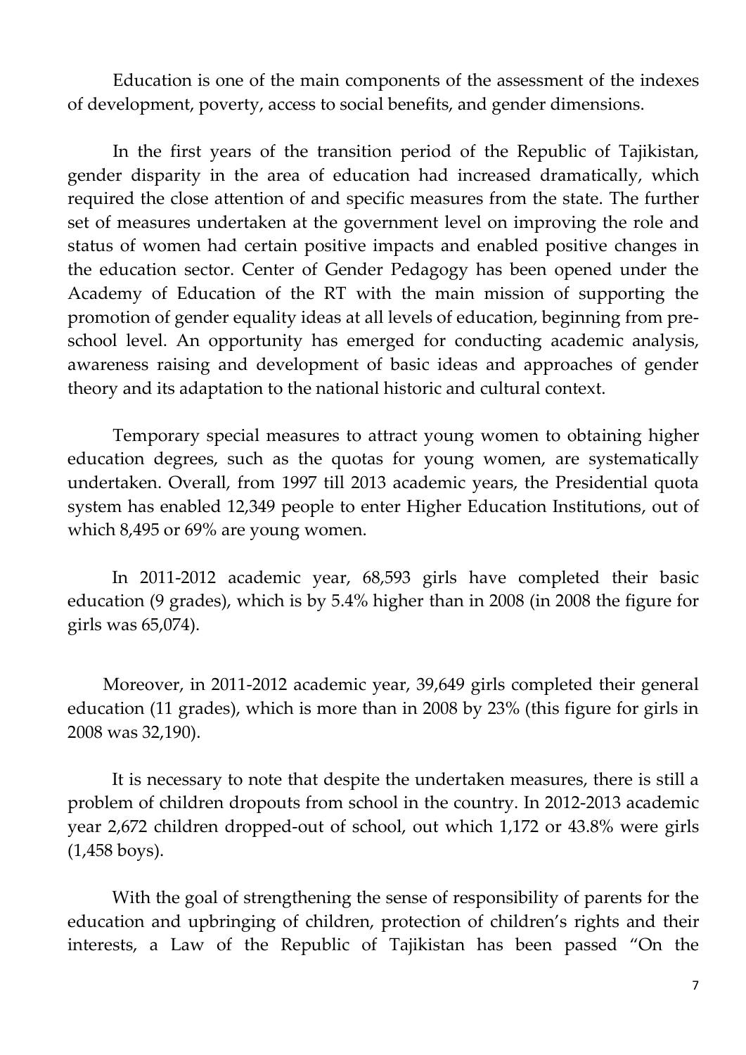Education is one of the main components of the assessment of the indexes of development, poverty, access to social benefits, and gender dimensions.

In the first years of the transition period of the Republic of Tajikistan, gender disparity in the area of education had increased dramatically, which required the close attention of and specific measures from the state. The further set of measures undertaken at the government level on improving the role and status of women had certain positive impacts and enabled positive changes in the education sector. Center of Gender Pedagogy has been opened under the Academy of Education of the RT with the main mission of supporting the promotion of gender equality ideas at all levels of education, beginning from pre-school level. An opportunity has emerged for conducting academic analysis, awareness raising and development of basic ideas and approaches of gender theory and its adaptation to the national historic and cultural context.

Temporary special measures to attract young women to obtaining higher education degrees, such as the quotas for young women, are systematically undertaken. Overall, from 1997 till 2013 academic years, the Presidential quota system has enabled 12,349 people to enter Higher Education Institutions, out of which 8,495 or 69% are young women.

In 2011-2012 academic year, 68,593 girls have completed their basic education (9 grades), which is by 5.4% higher than in 2008 (in 2008 the figure for girls was 65,074).

Moreover, in 2011-2012 academic year, 39,649 girls completed their general education (11 grades), which is more than in 2008 by 23% (this figure for girls in 2008 was 32,190).

It is necessary to note that despite the undertaken measures, there is still a problem of children dropouts from school in the country. In 2012-2013 academic year 2,672 children dropped-out of school, out which 1,172 or 43.8% were girls (1,458 boys).

With the goal of strengthening the sense of responsibility of parents for the education and upbringing of children, protection of children's rights and their interests, a Law of the Republic of Tajikistan has been passed "On the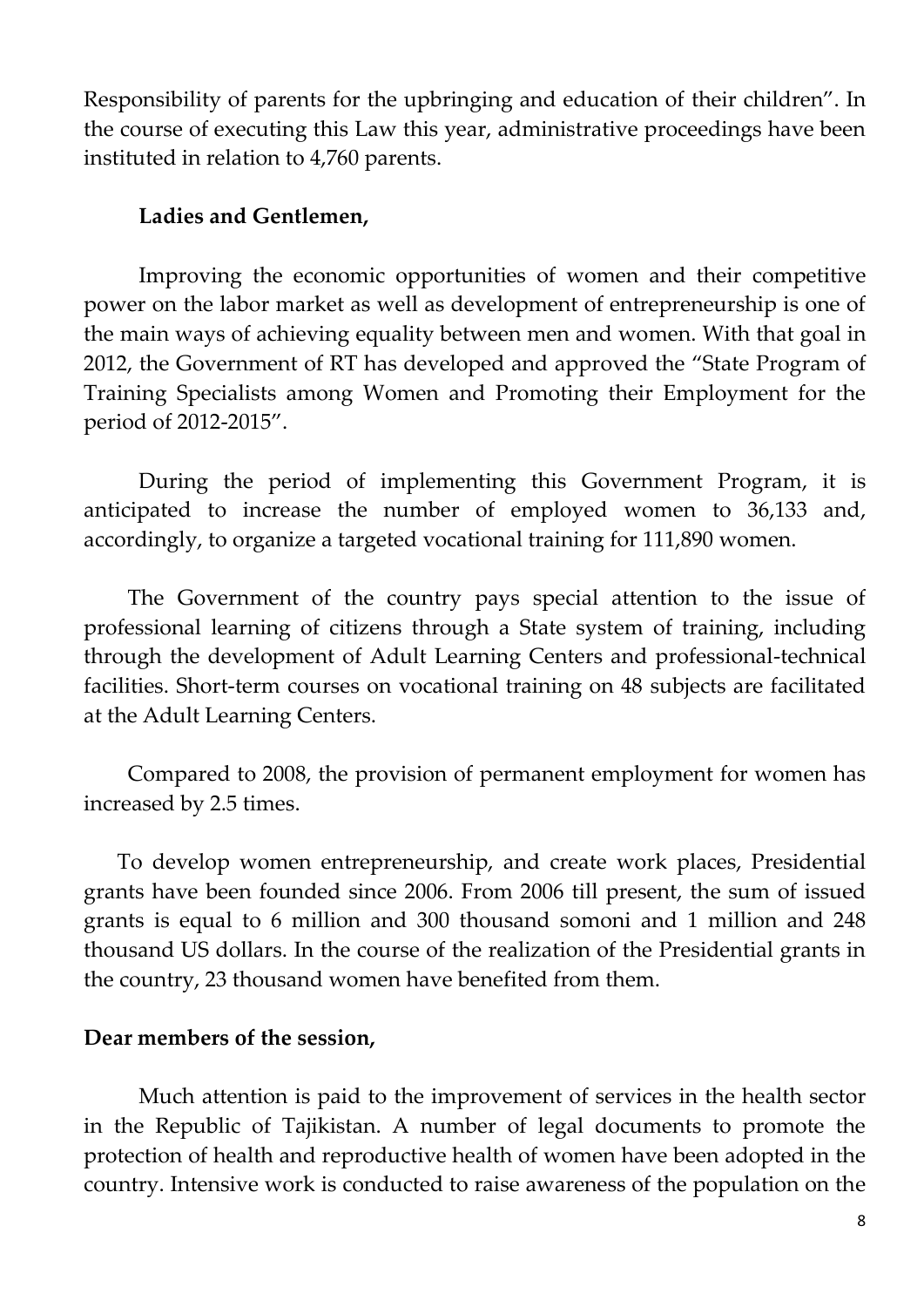Responsibility of parents for the upbringing and education of their children". In the course of executing this Law this year, administrative proceedings have been instituted in relation to 4,760 parents.

**Ladies and Gentlemen,**

Improving the economic opportunities of women and their competitive power on the labor market as well as development of entrepreneurship is one of the main ways of achieving equality between men and women. With that goal in 2012, the Government of RT has developed and approved the "State Program of Training Specialists among Women and Promoting their Employment for the period of 2012-2015".

During the period of implementing this Government Program, it is anticipated to increase the number of employed women to 36,133 and, accordingly, to organize a targeted vocational training for 111,890 women.

The Government of the country pays special attention to the issue of professional learning of citizens through a State system of training, including through the development of Adult Learning Centers and professional-technical facilities. Short-term courses on vocational training on 48 subjects are facilitated at the Adult Learning Centers.

Compared to 2008, the provision of permanent employment for women has increased by 2.5 times.

To develop women entrepreneurship, and create work places, Presidential grants have been founded since 2006. From 2006 till present, the sum of issued grants is equal to 6 million and 300 thousand somoni and 1 million and 248 thousand US dollars. In the course of the realization of the Presidential grants in the country, 23 thousand women have benefited from them.

**Dear members of the session,**

Much attention is paid to the improvement of services in the health sector in the Republic of Tajikistan. A number of legal documents to promote the protection of health and reproductive health of women have been adopted in the country. Intensive work is conducted to raise awareness of the population on the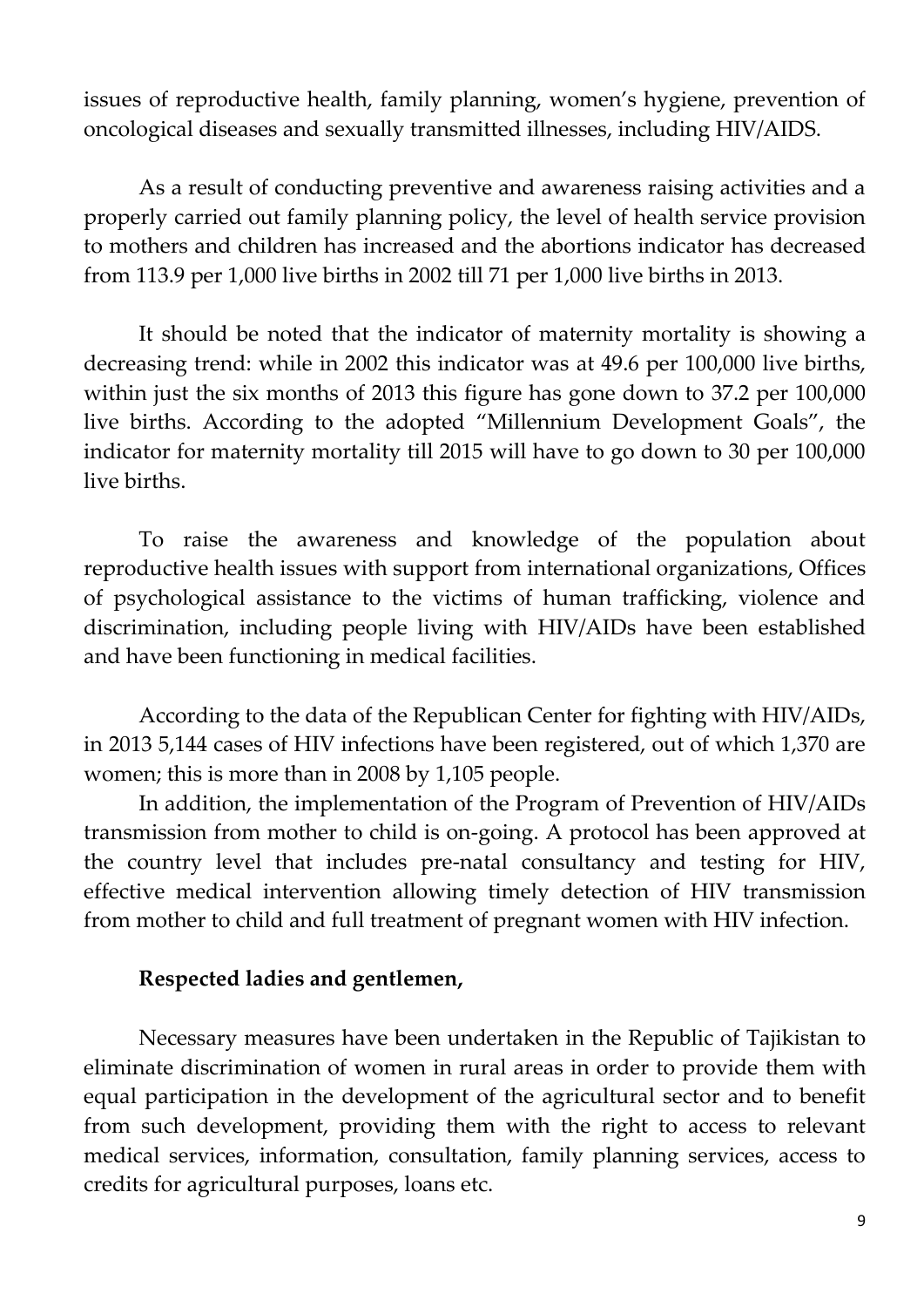issues of reproductive health, family planning, women's hygiene, prevention of oncological diseases and sexually transmitted illnesses, including HIV/AIDS.

As a result of conducting preventive and awareness raising activities and a properly carried out family planning policy, the level of health service provision to mothers and children has increased and the abortions indicator has decreased from 113.9 per 1,000 live births in 2002 till 71 per 1,000 live births in 2013.

It should be noted that the indicator of maternity mortality is showing a decreasing trend: while in 2002 this indicator was at 49.6 per 100,000 live births, within just the six months of 2013 this figure has gone down to 37.2 per 100,000 live births. According to the adopted "Millennium Development Goals", the indicator for maternity mortality till 2015 will have to go down to 30 per 100,000 live births.

To raise the awareness and knowledge of the population about reproductive health issues with support from international organizations, Offices of psychological assistance to the victims of human trafficking, violence and discrimination, including people living with HIV/AIDs have been established and have been functioning in medical facilities.

According to the data of the Republican Center for fighting with HIV/AIDs, in 2013 5,144 cases of HIV infections have been registered, out of which 1,370 are women; this is more than in 2008 by 1,105 people.

In addition, the implementation of the Program of Prevention of HIV/AIDs transmission from mother to child is on-going. A protocol has been approved at the country level that includes pre-natal consultancy and testing for HIV, effective medical intervention allowing timely detection of HIV transmission from mother to child and full treatment of pregnant women with HIV infection.

**Respected ladies and gentlemen,**

Necessary measures have been undertaken in the Republic of Tajikistan to eliminate discrimination of women in rural areas in order to provide them with equal participation in the development of the agricultural sector and to benefit from such development, providing them with the right to access to relevant medical services, information, consultation, family planning services, access to credits for agricultural purposes, loans etc.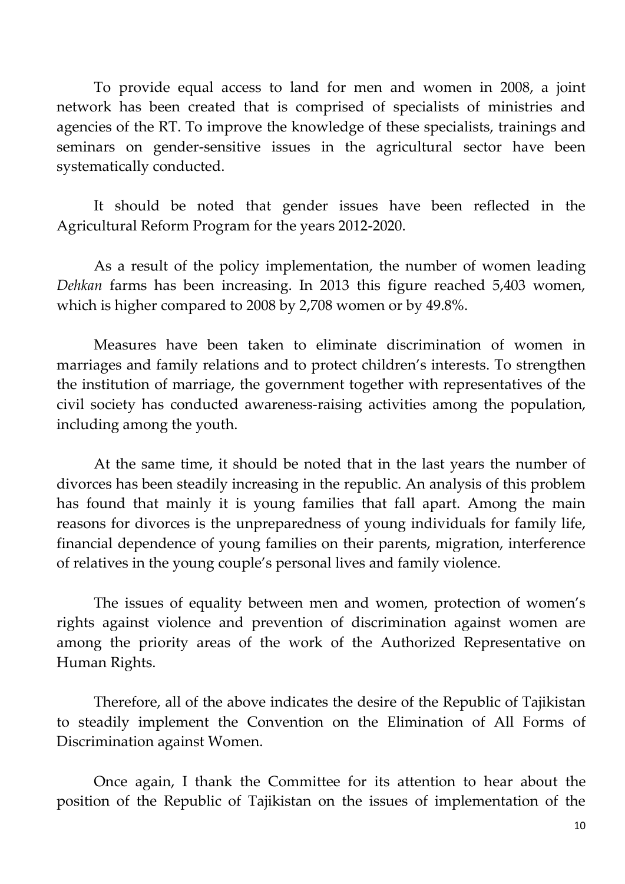To provide equal access to land for men and women in 2008, a joint network has been created that is comprised of specialists of ministries and agencies of the RT. To improve the knowledge of these specialists, trainings and seminars on gender-sensitive issues in the agricultural sector have been systematically conducted.

It should be noted that gender issues have been reflected in the Agricultural Reform Program for the years 2012-2020.

As a result of the policy implementation, the number of women leading *Dehkan* farms has been increasing. In 2013 this figure reached 5,403 women, which is higher compared to 2008 by 2,708 women or by 49.8%.

Measures have been taken to eliminate discrimination of women in marriages and family relations and to protect children's interests. To strengthen the institution of marriage, the government together with representatives of the civil society has conducted awareness-raising activities among the population, including among the youth.

At the same time, it should be noted that in the last years the number of divorces has been steadily increasing in the republic. An analysis of this problem has found that mainly it is young families that fall apart. Among the main reasons for divorces is the unpreparedness of young individuals for family life, financial dependence of young families on their parents, migration, interference of relatives in the young couple's personal lives and family violence.

The issues of equality between men and women, protection of women's rights against violence and prevention of discrimination against women are among the priority areas of the work of the Authorized Representative on Human Rights.

Therefore, all of the above indicates the desire of the Republic of Tajikistan to steadily implement the Convention on the Elimination of All Forms of Discrimination against Women.

Once again, I thank the Committee for its attention to hear about the position of the Republic of Tajikistan on the issues of implementation of the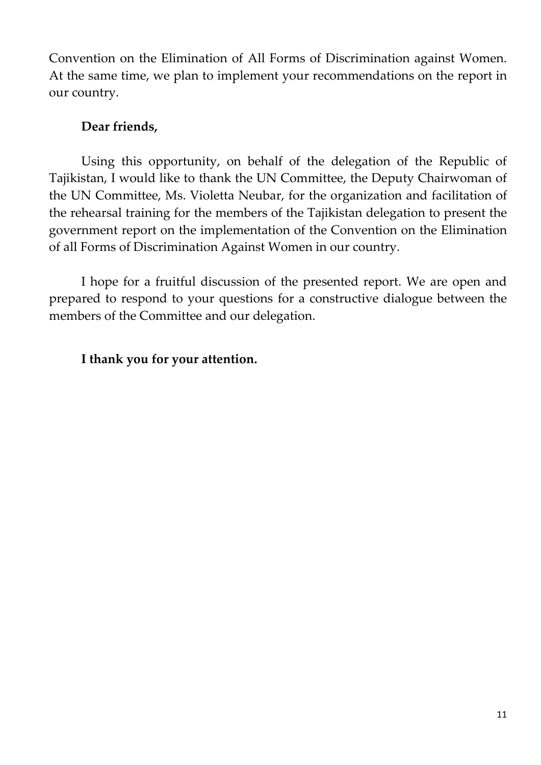Convention on the Elimination of All Forms of Discrimination against Women. At the same time, we plan to implement your recommendations on the report in our country.

**Dear friends,**

Using this opportunity, on behalf of the delegation of the Republic of Tajikistan, I would like to thank the UN Committee, the Deputy Chairwoman of the UN Committee, Ms. Violetta Neubar, for the organization and facilitation of the rehearsal training for the members of the Tajikistan delegation to present the government report on the implementation of the Convention on the Elimination of all Forms of Discrimination Against Women in our country.

I hope for a fruitful discussion of the presented report. We are open and prepared to respond to your questions for a constructive dialogue between the members of the Committee and our delegation.

**I thank you for your attention.**